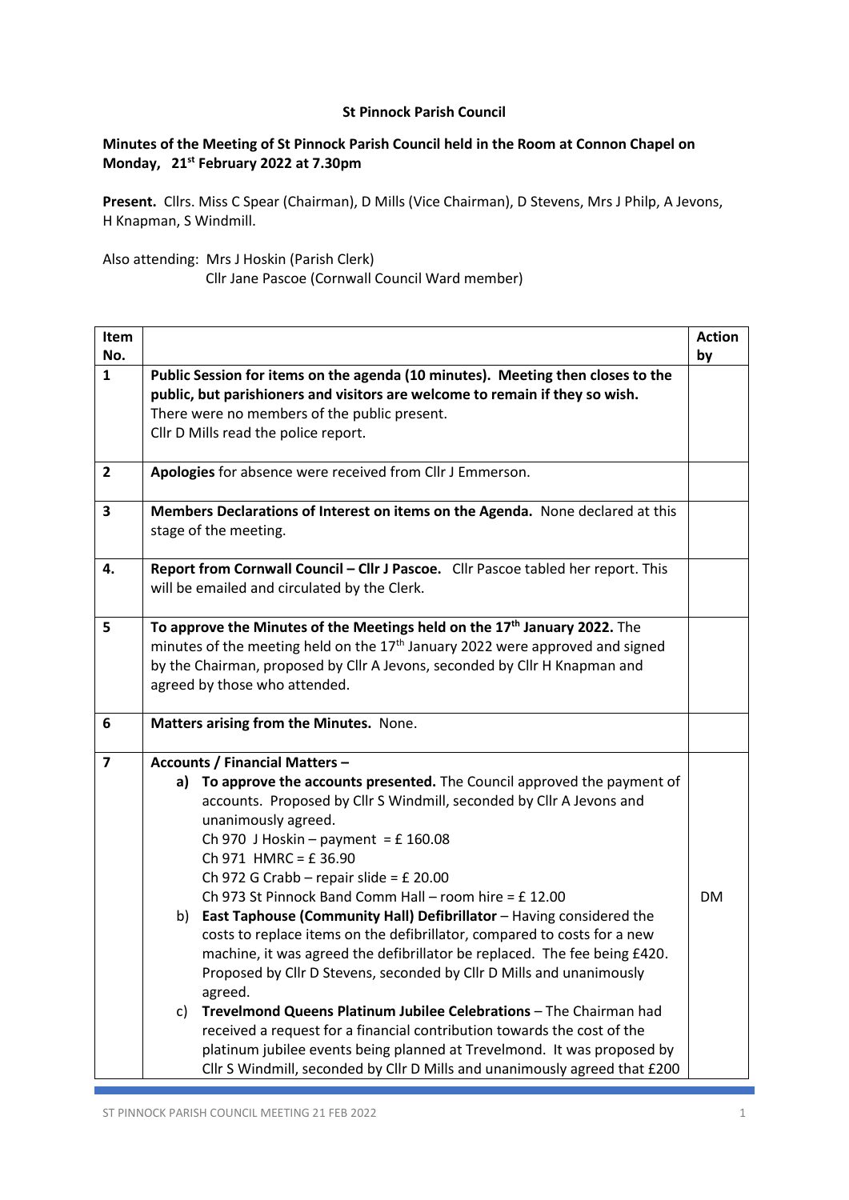**St Pinnock Parish Council**

**Minutes of the Meeting of St Pinnock Parish Council held in the Room at Connon Chapel on Monday, 21st February 2022 at 7.30pm**

**Present.** Cllrs. Miss C Spear (Chairman), D Mills (Vice Chairman), D Stevens, Mrs J Philp, A Jevons, H Knapman, S Windmill.

Also attending: Mrs J Hoskin (Parish Clerk)
Cllr Jane Pascoe (Cornwall Council Ward member)

| Item No. | | Action by |
|---|---|---|
| 1 | **Public Session for items on the agenda (10 minutes). Meeting then closes to the public, but parishioners and visitors are welcome to remain if they so wish.** There were no members of the public present. Cllr D Mills read the police report. | |
| 2 | **Apologies** for absence were received from Cllr J Emmerson. | |
| 3 | **Members Declarations of Interest on items on the Agenda.** None declared at this stage of the meeting. | |
| 4. | **Report from Cornwall Council – Cllr J Pascoe.** Cllr Pascoe tabled her report. This will be emailed and circulated by the Clerk. | |
| 5 | **To approve the Minutes of the Meetings held on the 17th January 2022.** The minutes of the meeting held on the 17th January 2022 were approved and signed by the Chairman, proposed by Cllr A Jevons, seconded by Cllr H Knapman and agreed by those who attended. | |
| 6 | **Matters arising from the Minutes.** None. | |
| 7 | **Accounts / Financial Matters –**<br>a) **To approve the accounts presented.** The Council approved the payment of accounts. Proposed by Cllr S Windmill, seconded by Cllr A Jevons and unanimously agreed.<br>Ch 970 J Hoskin – payment = £ 160.08<br>Ch 971 HMRC = £ 36.90<br>Ch 972 G Crabb – repair slide = £ 20.00<br>Ch 973 St Pinnock Band Comm Hall – room hire = £ 12.00<br>b) **East Taphouse (Community Hall) Defibrillator** – Having considered the costs to replace items on the defibrillator, compared to costs for a new machine, it was agreed the defibrillator be replaced. The fee being £420. Proposed by Cllr D Stevens, seconded by Cllr D Mills and unanimously agreed.<br>c) **Trevelmond Queens Platinum Jubilee Celebrations** – The Chairman had received a request for a financial contribution towards the cost of the platinum jubilee events being planned at Trevelmond. It was proposed by Cllr S Windmill, seconded by Cllr D Mills and unanimously agreed that £200 | DM |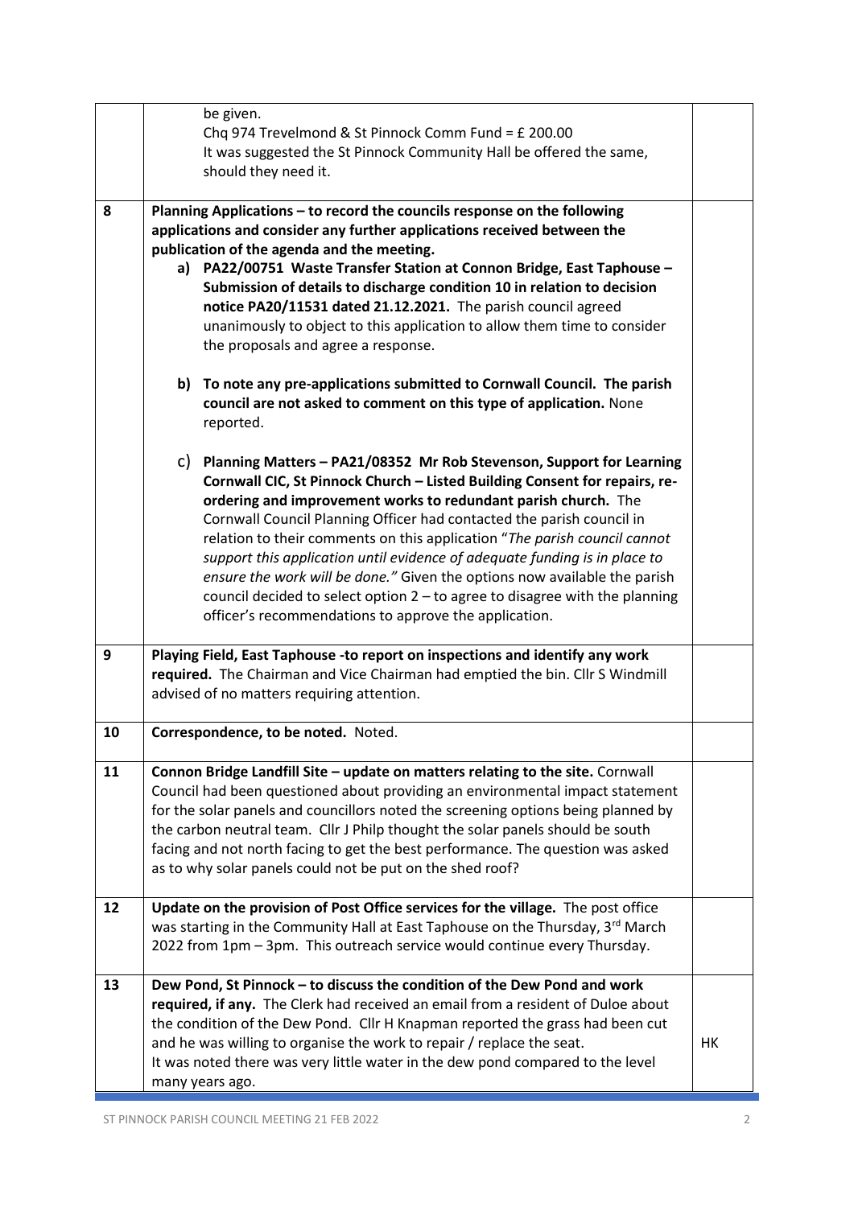| | | |
|---|---|---|
| | be given.<br>Chq 974 Trevelmond & St Pinnock Comm Fund = £ 200.00<br>It was suggested the St Pinnock Community Hall be offered the same, should they need it. | |
| 8 | **Planning Applications – to record the councils response on the following applications and consider any further applications received between the publication of the agenda and the meeting.**<br>a) **PA22/00751 Waste Transfer Station at Connon Bridge, East Taphouse – Submission of details to discharge condition 10 in relation to decision notice PA20/11531 dated 21.12.2021.** The parish council agreed unanimously to object to this application to allow them time to consider the proposals and agree a response.<br><br>b) **To note any pre-applications submitted to Cornwall Council. The parish council are not asked to comment on this type of application.** None reported.<br><br>c) **Planning Matters – PA21/08352 Mr Rob Stevenson, Support for Learning Cornwall CIC, St Pinnock Church – Listed Building Consent for repairs, re-ordering and improvement works to redundant parish church.** The Cornwall Council Planning Officer had contacted the parish council in relation to their comments on this application "*The parish council cannot support this application until evidence of adequate funding is in place to ensure the work will be done.*" Given the options now available the parish council decided to select option 2 – to agree to disagree with the planning officer's recommendations to approve the application. | |
| 9 | **Playing Field, East Taphouse -to report on inspections and identify any work required.** The Chairman and Vice Chairman had emptied the bin. Cllr S Windmill advised of no matters requiring attention. | |
| 10 | **Correspondence, to be noted.** Noted. | |
| 11 | **Connon Bridge Landfill Site – update on matters relating to the site.** Cornwall Council had been questioned about providing an environmental impact statement for the solar panels and councillors noted the screening options being planned by the carbon neutral team. Cllr J Philp thought the solar panels should be south facing and not north facing to get the best performance. The question was asked as to why solar panels could not be put on the shed roof? | |
| 12 | **Update on the provision of Post Office services for the village.** The post office was starting in the Community Hall at East Taphouse on the Thursday, 3rd March 2022 from 1pm – 3pm. This outreach service would continue every Thursday. | |
| 13 | **Dew Pond, St Pinnock – to discuss the condition of the Dew Pond and work required, if any.** The Clerk had received an email from a resident of Duloe about the condition of the Dew Pond. Cllr H Knapman reported the grass had been cut and he was willing to organise the work to repair / replace the seat.<br>It was noted there was very little water in the dew pond compared to the level many years ago. | HK |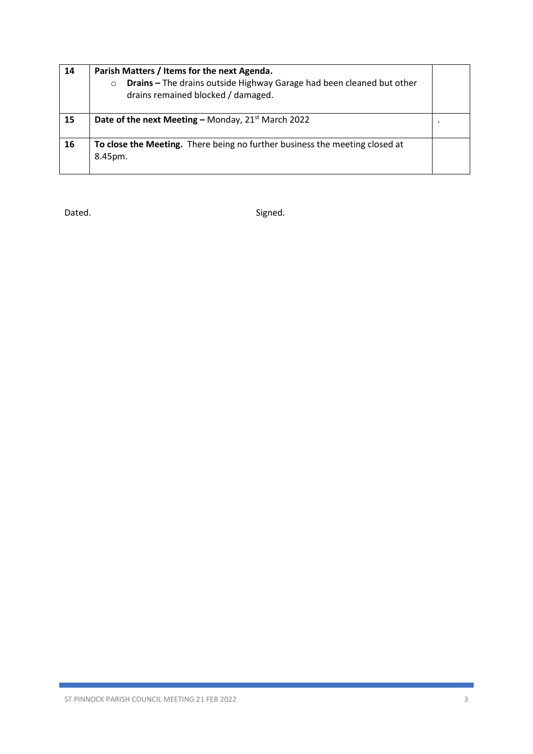| | | |
|---|---|---|
| 14 | **Parish Matters / Items for the next Agenda.**<br>○ **Drains –** The drains outside Highway Garage had been cleaned but other drains remained blocked / damaged. | |
| 15 | **Date of the next Meeting –** Monday, 21st March 2022 | . |
| 16 | **To close the Meeting.** There being no further business the meeting closed at 8.45pm. | |

Dated. Signed.